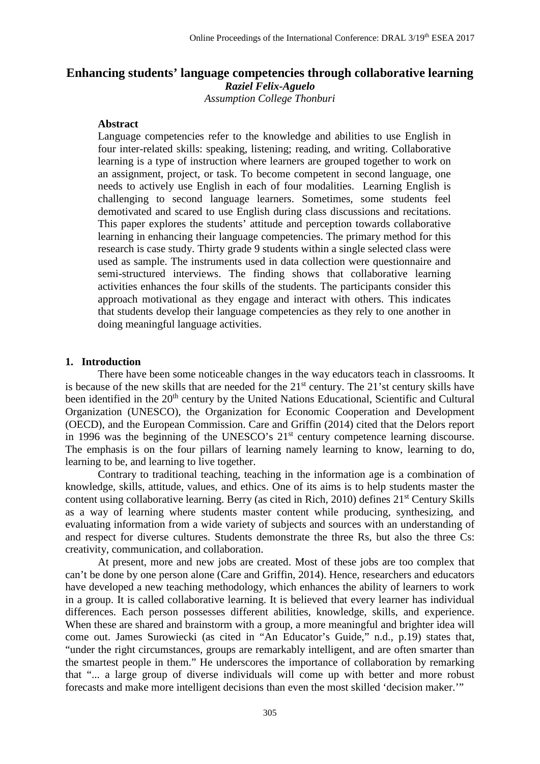# Enhancing students' language competencies through collaborative learning

***Raziel Felix-Aguelo***

*Assumption College Thonburi*

**Abstract**

Language competencies refer to the knowledge and abilities to use English in four inter-related skills: speaking, listening; reading, and writing. Collaborative learning is a type of instruction where learners are grouped together to work on an assignment, project, or task. To become competent in second language, one needs to actively use English in each of four modalities. Learning English is challenging to second language learners. Sometimes, some students feel demotivated and scared to use English during class discussions and recitations. This paper explores the students' attitude and perception towards collaborative learning in enhancing their language competencies. The primary method for this research is case study. Thirty grade 9 students within a single selected class were used as sample. The instruments used in data collection were questionnaire and semi-structured interviews. The finding shows that collaborative learning activities enhances the four skills of the students. The participants consider this approach motivational as they engage and interact with others. This indicates that students develop their language competencies as they rely to one another in doing meaningful language activities.

## 1. Introduction

There have been some noticeable changes in the way educators teach in classrooms. It is because of the new skills that are needed for the 21st century. The 21'st century skills have been identified in the 20th century by the United Nations Educational, Scientific and Cultural Organization (UNESCO), the Organization for Economic Cooperation and Development (OECD), and the European Commission. Care and Griffin (2014) cited that the Delors report in 1996 was the beginning of the UNESCO's 21st century competence learning discourse. The emphasis is on the four pillars of learning namely learning to know, learning to do, learning to be, and learning to live together.

Contrary to traditional teaching, teaching in the information age is a combination of knowledge, skills, attitude, values, and ethics. One of its aims is to help students master the content using collaborative learning. Berry (as cited in Rich, 2010) defines 21st Century Skills as a way of learning where students master content while producing, synthesizing, and evaluating information from a wide variety of subjects and sources with an understanding of and respect for diverse cultures. Students demonstrate the three Rs, but also the three Cs: creativity, communication, and collaboration.

At present, more and new jobs are created. Most of these jobs are too complex that can't be done by one person alone (Care and Griffin, 2014). Hence, researchers and educators have developed a new teaching methodology, which enhances the ability of learners to work in a group. It is called collaborative learning. It is believed that every learner has individual differences. Each person possesses different abilities, knowledge, skills, and experience. When these are shared and brainstorm with a group, a more meaningful and brighter idea will come out. James Surowiecki (as cited in "An Educator's Guide," n.d., p.19) states that, "under the right circumstances, groups are remarkably intelligent, and are often smarter than the smartest people in them." He underscores the importance of collaboration by remarking that "... a large group of diverse individuals will come up with better and more robust forecasts and make more intelligent decisions than even the most skilled 'decision maker.'"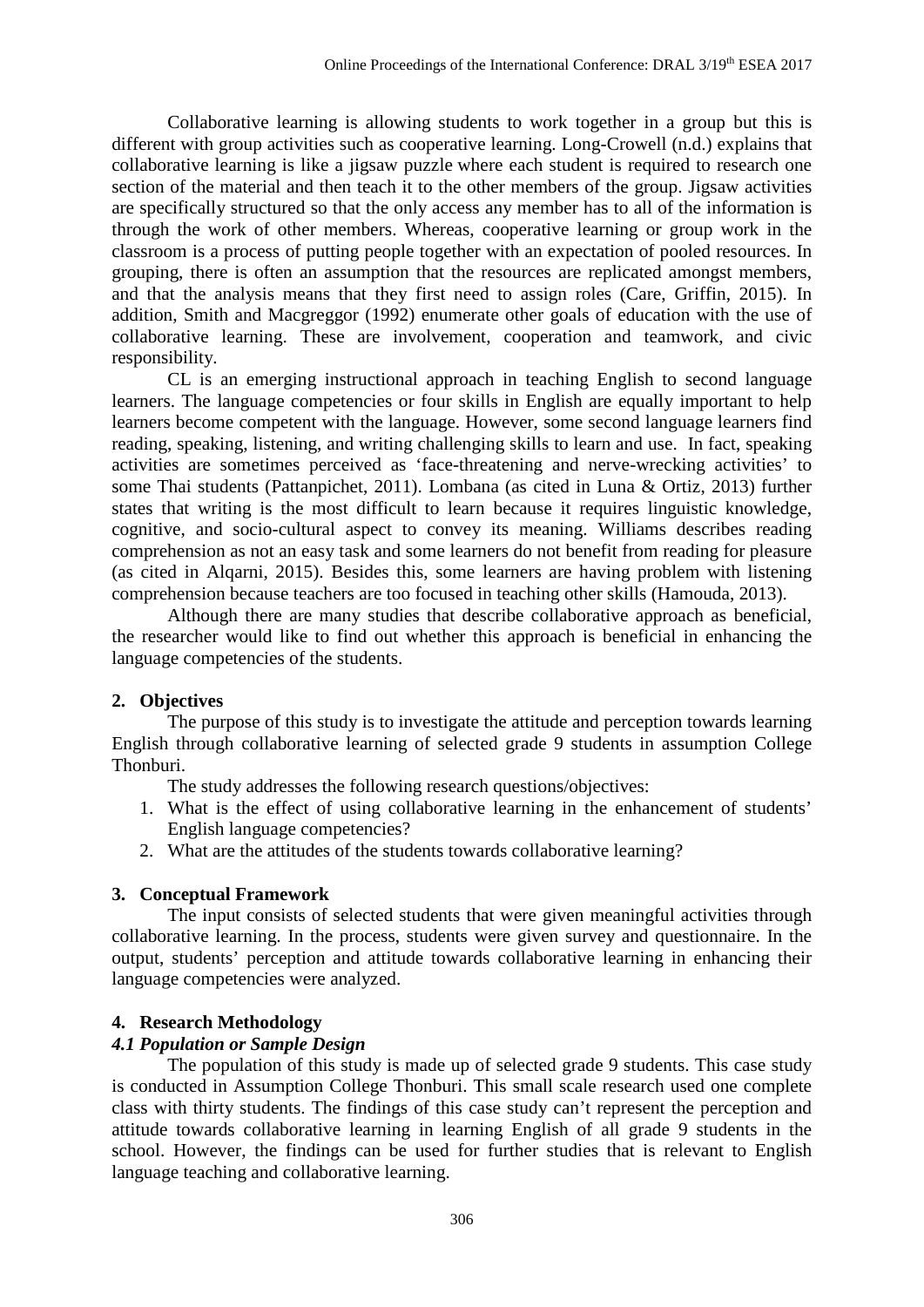Collaborative learning is allowing students to work together in a group but this is different with group activities such as cooperative learning. Long-Crowell (n.d.) explains that collaborative learning is like a jigsaw puzzle where each student is required to research one section of the material and then teach it to the other members of the group. Jigsaw activities are specifically structured so that the only access any member has to all of the information is through the work of other members. Whereas, cooperative learning or group work in the classroom is a process of putting people together with an expectation of pooled resources. In grouping, there is often an assumption that the resources are replicated amongst members, and that the analysis means that they first need to assign roles (Care, Griffin, 2015). In addition, Smith and Macgreggor (1992) enumerate other goals of education with the use of collaborative learning. These are involvement, cooperation and teamwork, and civic responsibility.

CL is an emerging instructional approach in teaching English to second language learners. The language competencies or four skills in English are equally important to help learners become competent with the language. However, some second language learners find reading, speaking, listening, and writing challenging skills to learn and use. In fact, speaking activities are sometimes perceived as 'face-threatening and nerve-wrecking activities' to some Thai students (Pattanpichet, 2011). Lombana (as cited in Luna & Ortiz, 2013) further states that writing is the most difficult to learn because it requires linguistic knowledge, cognitive, and socio-cultural aspect to convey its meaning. Williams describes reading comprehension as not an easy task and some learners do not benefit from reading for pleasure (as cited in Alqarni, 2015). Besides this, some learners are having problem with listening comprehension because teachers are too focused in teaching other skills (Hamouda, 2013).

Although there are many studies that describe collaborative approach as beneficial, the researcher would like to find out whether this approach is beneficial in enhancing the language competencies of the students.

## 2. Objectives

The purpose of this study is to investigate the attitude and perception towards learning English through collaborative learning of selected grade 9 students in assumption College Thonburi.

The study addresses the following research questions/objectives:

1. What is the effect of using collaborative learning in the enhancement of students' English language competencies?
2. What are the attitudes of the students towards collaborative learning?

## 3. Conceptual Framework

The input consists of selected students that were given meaningful activities through collaborative learning. In the process, students were given survey and questionnaire. In the output, students' perception and attitude towards collaborative learning in enhancing their language competencies were analyzed.

## 4. Research Methodology

### *4.1 Population or Sample Design*

The population of this study is made up of selected grade 9 students. This case study is conducted in Assumption College Thonburi. This small scale research used one complete class with thirty students. The findings of this case study can't represent the perception and attitude towards collaborative learning in learning English of all grade 9 students in the school. However, the findings can be used for further studies that is relevant to English language teaching and collaborative learning.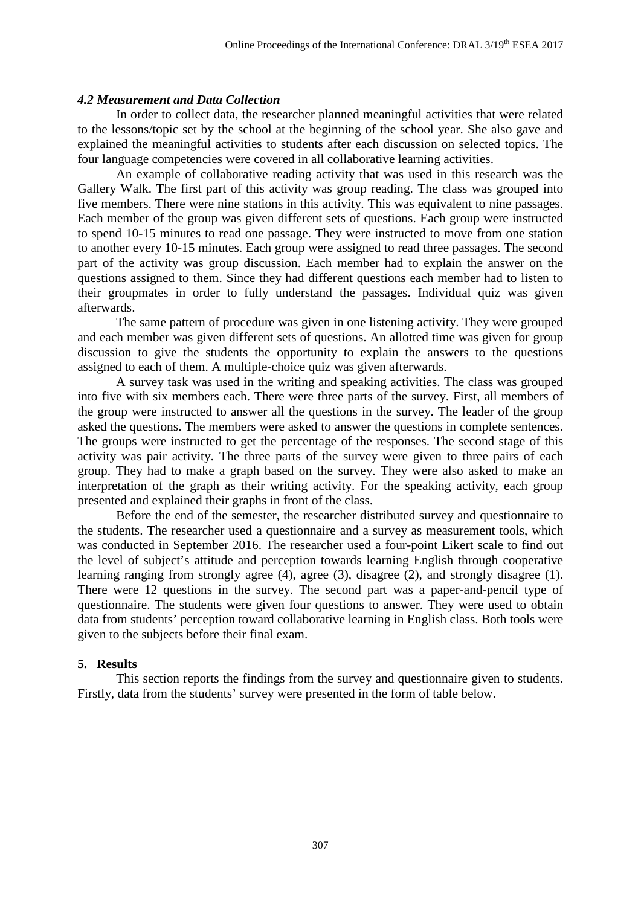### *4.2 Measurement and Data Collection*

In order to collect data, the researcher planned meaningful activities that were related to the lessons/topic set by the school at the beginning of the school year. She also gave and explained the meaningful activities to students after each discussion on selected topics. The four language competencies were covered in all collaborative learning activities.

An example of collaborative reading activity that was used in this research was the Gallery Walk. The first part of this activity was group reading. The class was grouped into five members. There were nine stations in this activity. This was equivalent to nine passages. Each member of the group was given different sets of questions. Each group were instructed to spend 10-15 minutes to read one passage. They were instructed to move from one station to another every 10-15 minutes. Each group were assigned to read three passages. The second part of the activity was group discussion. Each member had to explain the answer on the questions assigned to them. Since they had different questions each member had to listen to their groupmates in order to fully understand the passages. Individual quiz was given afterwards.

The same pattern of procedure was given in one listening activity. They were grouped and each member was given different sets of questions. An allotted time was given for group discussion to give the students the opportunity to explain the answers to the questions assigned to each of them. A multiple-choice quiz was given afterwards.

A survey task was used in the writing and speaking activities. The class was grouped into five with six members each. There were three parts of the survey. First, all members of the group were instructed to answer all the questions in the survey. The leader of the group asked the questions. The members were asked to answer the questions in complete sentences. The groups were instructed to get the percentage of the responses. The second stage of this activity was pair activity. The three parts of the survey were given to three pairs of each group. They had to make a graph based on the survey. They were also asked to make an interpretation of the graph as their writing activity. For the speaking activity, each group presented and explained their graphs in front of the class.

Before the end of the semester, the researcher distributed survey and questionnaire to the students. The researcher used a questionnaire and a survey as measurement tools, which was conducted in September 2016. The researcher used a four-point Likert scale to find out the level of subject's attitude and perception towards learning English through cooperative learning ranging from strongly agree (4), agree (3), disagree (2), and strongly disagree (1). There were 12 questions in the survey. The second part was a paper-and-pencil type of questionnaire. The students were given four questions to answer. They were used to obtain data from students' perception toward collaborative learning in English class. Both tools were given to the subjects before their final exam.

## 5. Results

This section reports the findings from the survey and questionnaire given to students. Firstly, data from the students' survey were presented in the form of table below.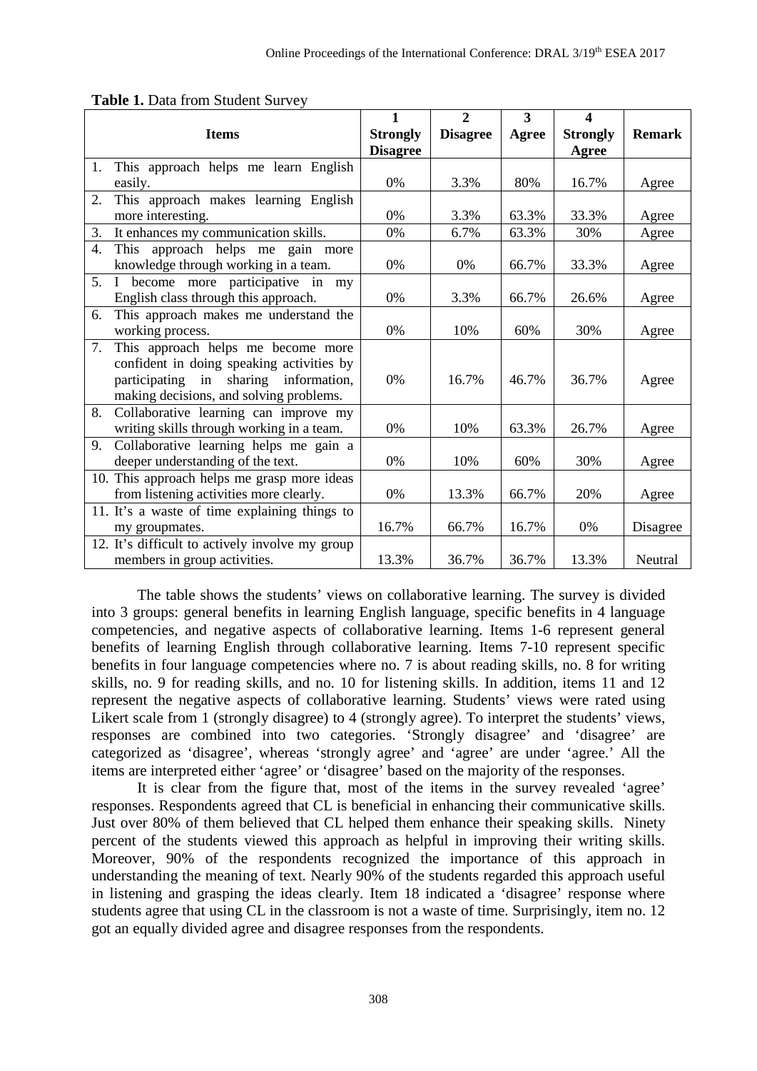**Table 1.** Data from Student Survey

| Items | 1 Strongly Disagree | 2 Disagree | 3 Agree | 4 Strongly Agree | Remark |
|---|---|---|---|---|---|
| 1. This approach helps me learn English easily. | 0% | 3.3% | 80% | 16.7% | Agree |
| 2. This approach makes learning English more interesting. | 0% | 3.3% | 63.3% | 33.3% | Agree |
| 3. It enhances my communication skills. | 0% | 6.7% | 63.3% | 30% | Agree |
| 4. This approach helps me gain more knowledge through working in a team. | 0% | 0% | 66.7% | 33.3% | Agree |
| 5. I become more participative in my English class through this approach. | 0% | 3.3% | 66.7% | 26.6% | Agree |
| 6. This approach makes me understand the working process. | 0% | 10% | 60% | 30% | Agree |
| 7. This approach helps me become more confident in doing speaking activities by participating in sharing information, making decisions, and solving problems. | 0% | 16.7% | 46.7% | 36.7% | Agree |
| 8. Collaborative learning can improve my writing skills through working in a team. | 0% | 10% | 63.3% | 26.7% | Agree |
| 9. Collaborative learning helps me gain a deeper understanding of the text. | 0% | 10% | 60% | 30% | Agree |
| 10. This approach helps me grasp more ideas from listening activities more clearly. | 0% | 13.3% | 66.7% | 20% | Agree |
| 11. It's a waste of time explaining things to my groupmates. | 16.7% | 66.7% | 16.7% | 0% | Disagree |
| 12. It's difficult to actively involve my group members in group activities. | 13.3% | 36.7% | 36.7% | 13.3% | Neutral |

The table shows the students' views on collaborative learning. The survey is divided into 3 groups: general benefits in learning English language, specific benefits in 4 language competencies, and negative aspects of collaborative learning. Items 1-6 represent general benefits of learning English through collaborative learning. Items 7-10 represent specific benefits in four language competencies where no. 7 is about reading skills, no. 8 for writing skills, no. 9 for reading skills, and no. 10 for listening skills. In addition, items 11 and 12 represent the negative aspects of collaborative learning. Students' views were rated using Likert scale from 1 (strongly disagree) to 4 (strongly agree). To interpret the students' views, responses are combined into two categories. 'Strongly disagree' and 'disagree' are categorized as 'disagree', whereas 'strongly agree' and 'agree' are under 'agree.' All the items are interpreted either 'agree' or 'disagree' based on the majority of the responses.

It is clear from the figure that, most of the items in the survey revealed 'agree' responses. Respondents agreed that CL is beneficial in enhancing their communicative skills. Just over 80% of them believed that CL helped them enhance their speaking skills. Ninety percent of the students viewed this approach as helpful in improving their writing skills. Moreover, 90% of the respondents recognized the importance of this approach in understanding the meaning of text. Nearly 90% of the students regarded this approach useful in listening and grasping the ideas clearly. Item 18 indicated a 'disagree' response where students agree that using CL in the classroom is not a waste of time. Surprisingly, item no. 12 got an equally divided agree and disagree responses from the respondents.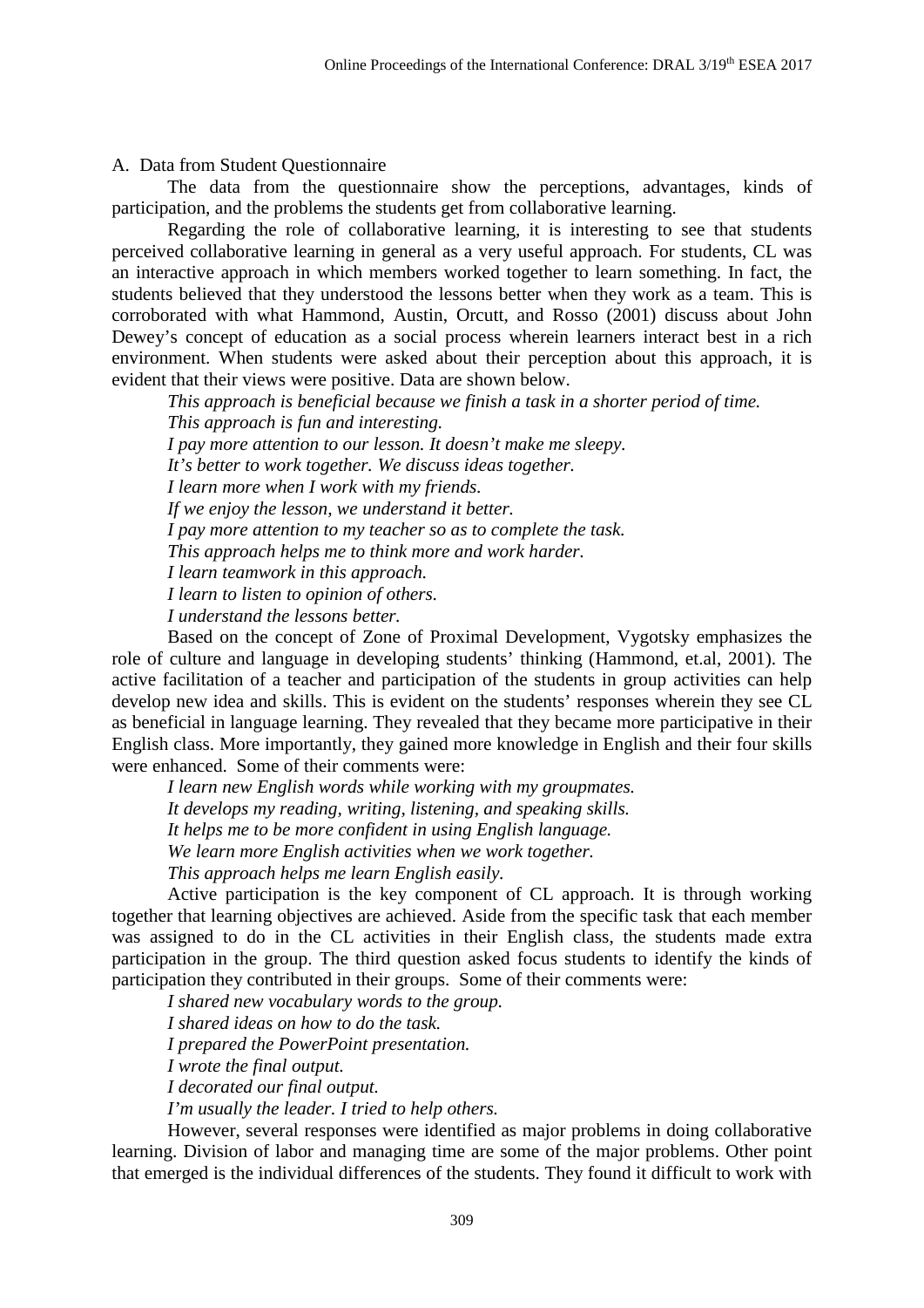A. Data from Student Questionnaire

The data from the questionnaire show the perceptions, advantages, kinds of participation, and the problems the students get from collaborative learning.

Regarding the role of collaborative learning, it is interesting to see that students perceived collaborative learning in general as a very useful approach. For students, CL was an interactive approach in which members worked together to learn something. In fact, the students believed that they understood the lessons better when they work as a team. This is corroborated with what Hammond, Austin, Orcutt, and Rosso (2001) discuss about John Dewey's concept of education as a social process wherein learners interact best in a rich environment. When students were asked about their perception about this approach, it is evident that their views were positive. Data are shown below.

*This approach is beneficial because we finish a task in a shorter period of time.*
*This approach is fun and interesting.*
*I pay more attention to our lesson. It doesn't make me sleepy.*
*It's better to work together. We discuss ideas together.*
*I learn more when I work with my friends.*
*If we enjoy the lesson, we understand it better.*
*I pay more attention to my teacher so as to complete the task.*
*This approach helps me to think more and work harder.*
*I learn teamwork in this approach.*
*I learn to listen to opinion of others.*
*I understand the lessons better.*

Based on the concept of Zone of Proximal Development, Vygotsky emphasizes the role of culture and language in developing students' thinking (Hammond, et.al, 2001). The active facilitation of a teacher and participation of the students in group activities can help develop new idea and skills. This is evident on the students' responses wherein they see CL as beneficial in language learning. They revealed that they became more participative in their English class. More importantly, they gained more knowledge in English and their four skills were enhanced. Some of their comments were:

*I learn new English words while working with my groupmates.*
*It develops my reading, writing, listening, and speaking skills.*
*It helps me to be more confident in using English language.*
*We learn more English activities when we work together.*
*This approach helps me learn English easily.*

Active participation is the key component of CL approach. It is through working together that learning objectives are achieved. Aside from the specific task that each member was assigned to do in the CL activities in their English class, the students made extra participation in the group. The third question asked focus students to identify the kinds of participation they contributed in their groups. Some of their comments were:

*I shared new vocabulary words to the group.*
*I shared ideas on how to do the task.*
*I prepared the PowerPoint presentation.*
*I wrote the final output.*
*I decorated our final output.*
*I'm usually the leader. I tried to help others.*

However, several responses were identified as major problems in doing collaborative learning. Division of labor and managing time are some of the major problems. Other point that emerged is the individual differences of the students. They found it difficult to work with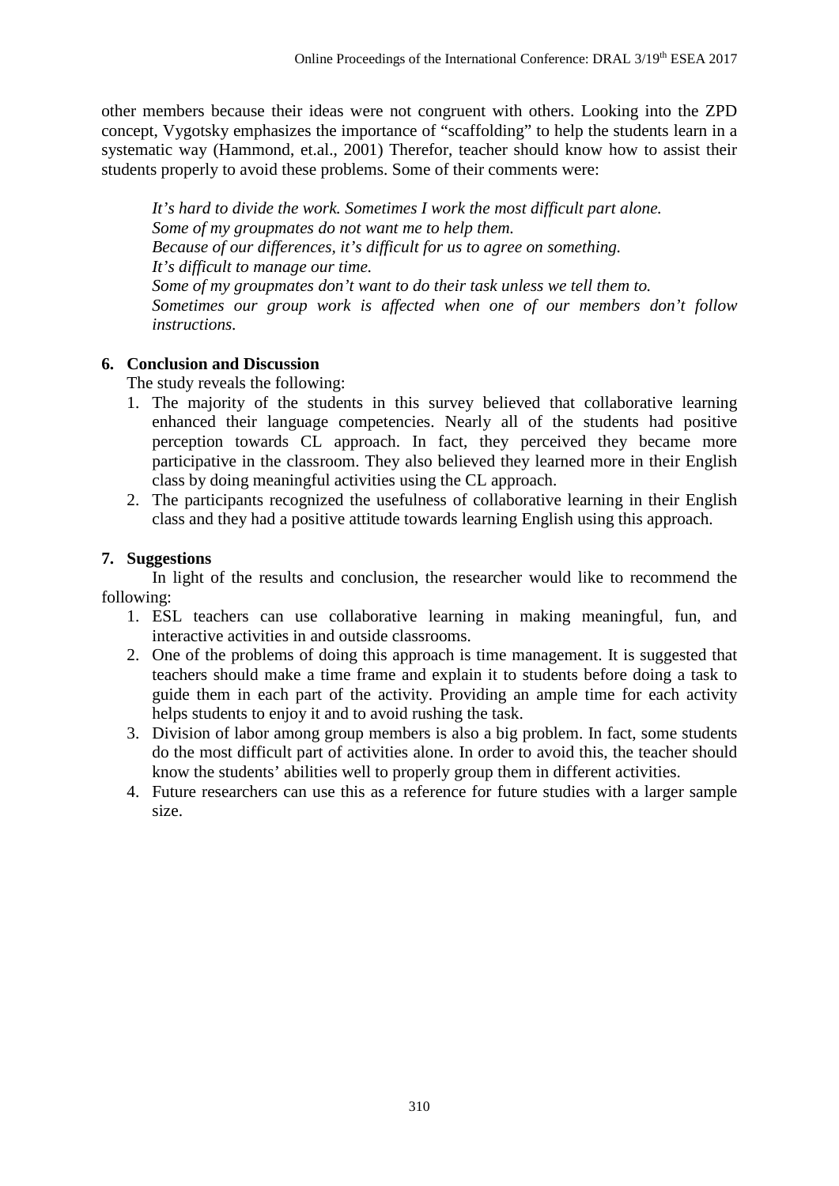other members because their ideas were not congruent with others. Looking into the ZPD concept, Vygotsky emphasizes the importance of "scaffolding" to help the students learn in a systematic way (Hammond, et.al., 2001) Therefor, teacher should know how to assist their students properly to avoid these problems. Some of their comments were:

> *It's hard to divide the work. Sometimes I work the most difficult part alone.*
> *Some of my groupmates do not want me to help them.*
> *Because of our differences, it's difficult for us to agree on something.*
> *It's difficult to manage our time.*
> *Some of my groupmates don't want to do their task unless we tell them to.*
> *Sometimes our group work is affected when one of our members don't follow instructions.*

## 6. Conclusion and Discussion

The study reveals the following:

1. The majority of the students in this survey believed that collaborative learning enhanced their language competencies. Nearly all of the students had positive perception towards CL approach. In fact, they perceived they became more participative in the classroom. They also believed they learned more in their English class by doing meaningful activities using the CL approach.
2. The participants recognized the usefulness of collaborative learning in their English class and they had a positive attitude towards learning English using this approach.

## 7. Suggestions

In light of the results and conclusion, the researcher would like to recommend the following:

1. ESL teachers can use collaborative learning in making meaningful, fun, and interactive activities in and outside classrooms.
2. One of the problems of doing this approach is time management. It is suggested that teachers should make a time frame and explain it to students before doing a task to guide them in each part of the activity. Providing an ample time for each activity helps students to enjoy it and to avoid rushing the task.
3. Division of labor among group members is also a big problem. In fact, some students do the most difficult part of activities alone. In order to avoid this, the teacher should know the students' abilities well to properly group them in different activities.
4. Future researchers can use this as a reference for future studies with a larger sample size.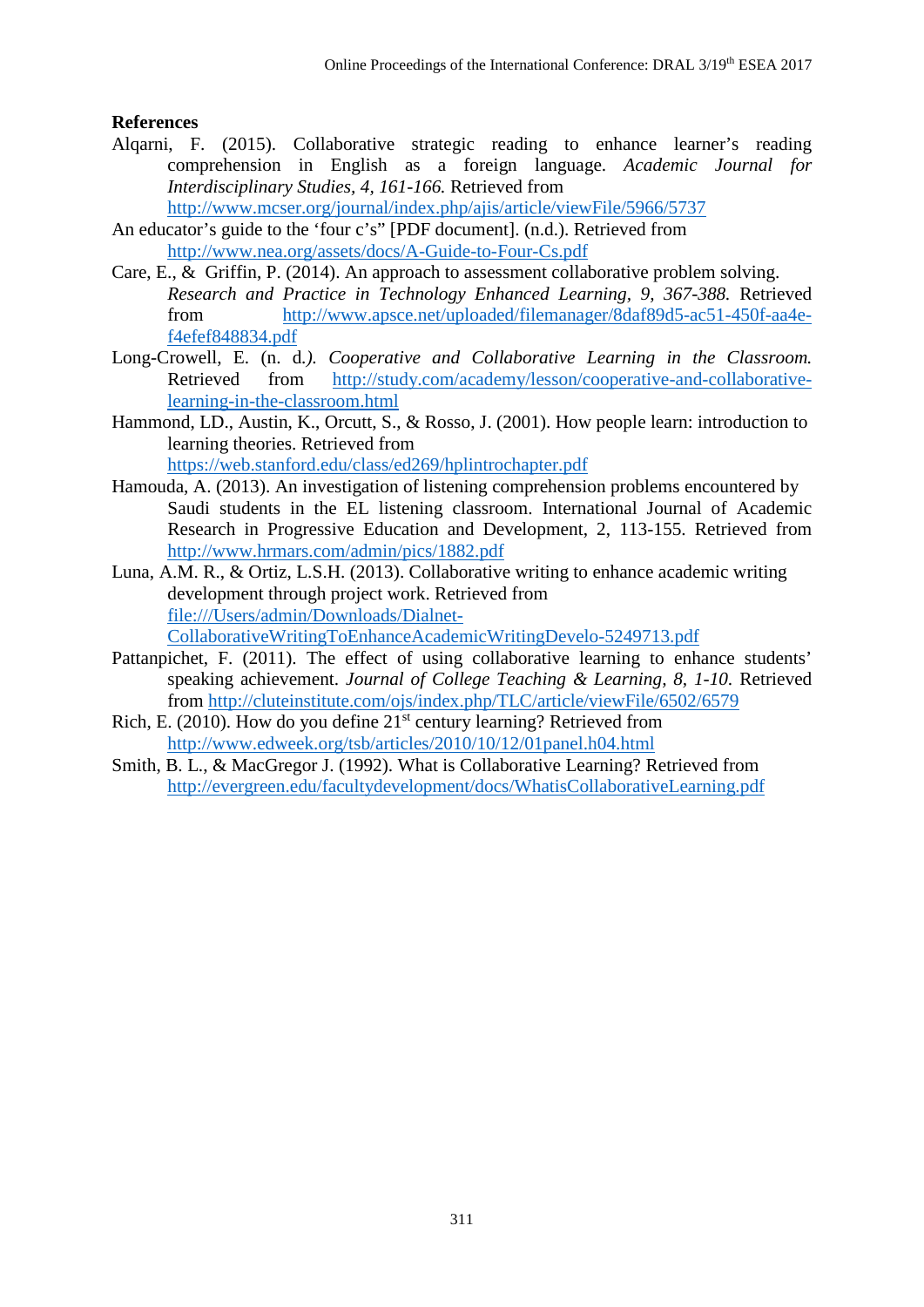**References**

Alqarni, F. (2015). Collaborative strategic reading to enhance learner's reading comprehension in English as a foreign language. *Academic Journal for Interdisciplinary Studies, 4, 161-166.* Retrieved from http://www.mcser.org/journal/index.php/ajis/article/viewFile/5966/5737

An educator's guide to the 'four c's" [PDF document]. (n.d.). Retrieved from http://www.nea.org/assets/docs/A-Guide-to-Four-Cs.pdf

Care, E., & Griffin, P. (2014). An approach to assessment collaborative problem solving. *Research and Practice in Technology Enhanced Learning, 9, 367-388.* Retrieved from http://www.apsce.net/uploaded/filemanager/8daf89d5-ac51-450f-aa4e-f4efef848834.pdf

Long-Crowell, E. (n. d.*). Cooperative and Collaborative Learning in the Classroom.* Retrieved from http://study.com/academy/lesson/cooperative-and-collaborative-learning-in-the-classroom.html

Hammond, LD., Austin, K., Orcutt, S., & Rosso, J. (2001). How people learn: introduction to learning theories. Retrieved from https://web.stanford.edu/class/ed269/hplintrochapter.pdf

Hamouda, A. (2013). An investigation of listening comprehension problems encountered by Saudi students in the EL listening classroom. International Journal of Academic Research in Progressive Education and Development, 2, 113-155. Retrieved from http://www.hrmars.com/admin/pics/1882.pdf

Luna, A.M. R., & Ortiz, L.S.H. (2013). Collaborative writing to enhance academic writing development through project work. Retrieved from file:///Users/admin/Downloads/Dialnet-CollaborativeWritingToEnhanceAcademicWritingDevelo-5249713.pdf

Pattanpichet, F. (2011). The effect of using collaborative learning to enhance students' speaking achievement. *Journal of College Teaching & Learning, 8, 1-10.* Retrieved from http://cluteinstitute.com/ojs/index.php/TLC/article/viewFile/6502/6579

Rich, E. (2010). How do you define 21st century learning? Retrieved from http://www.edweek.org/tsb/articles/2010/10/12/01panel.h04.html

Smith, B. L., & MacGregor J. (1992). What is Collaborative Learning? Retrieved from http://evergreen.edu/facultydevelopment/docs/WhatisCollaborativeLearning.pdf